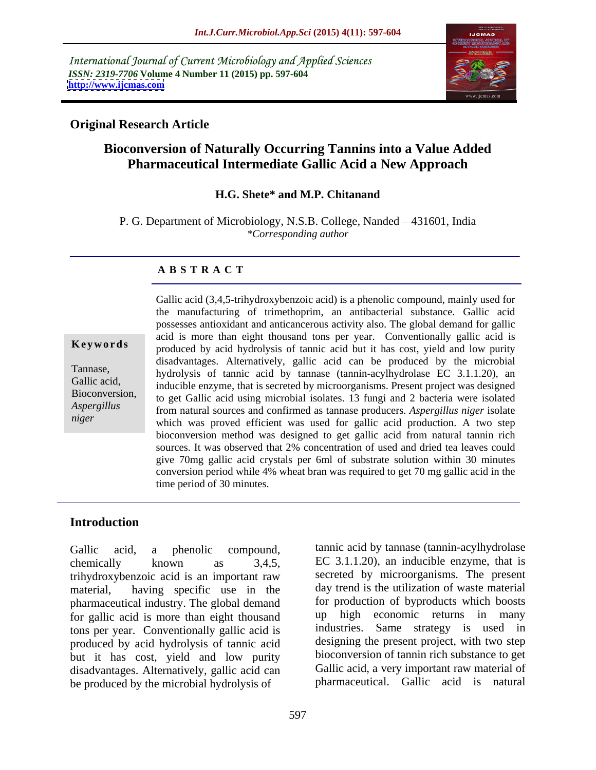International Journal of Current Microbiology and Applied Sciences
*ISSN: 2319-7706* **Volume 4 Number 11 (2015) pp. 597-604**
**http://www.ijcmas.com**

**Original Research Article**

# Bioconversion of Naturally Occurring Tannins into a Value Added Pharmaceutical Intermediate Gallic Acid a New Approach

**H.G. Shete\* and M.P. Chitanand**

P. G. Department of Microbiology, N.S.B. College, Nanded – 431601, India
*\*Corresponding author*

## ABSTRACT

**Keywords**

Tannase, Gallic acid, Bioconversion, *Aspergillus niger*

Gallic acid (3,4,5-trihydroxybenzoic acid) is a phenolic compound, mainly used for the manufacturing of trimethoprim, an antibacterial substance. Gallic acid possesses antioxidant and anticancerous activity also. The global demand for gallic acid is more than eight thousand tons per year. Conventionally gallic acid is produced by acid hydrolysis of tannic acid but it has cost, yield and low purity disadvantages. Alternatively, gallic acid can be produced by the microbial hydrolysis of tannic acid by tannase (tannin-acylhydrolase EC 3.1.1.20), an inducible enzyme, that is secreted by microorganisms. Present project was designed to get Gallic acid using microbial isolates. 13 fungi and 2 bacteria were isolated from natural sources and confirmed as tannase producers. *Aspergillus niger* isolate which was proved efficient was used for gallic acid production. A two step bioconversion method was designed to get gallic acid from natural tannin rich sources. It was observed that 2% concentration of used and dried tea leaves could give 70mg gallic acid crystals per 6ml of substrate solution within 30 minutes conversion period while 4% wheat bran was required to get 70 mg gallic acid in the time period of 30 minutes.

## Introduction

Gallic acid, a phenolic compound, chemically known as 3,4,5, trihydroxybenzoic acid is an important raw material, having specific use in the pharmaceutical industry. The global demand for gallic acid is more than eight thousand tons per year. Conventionally gallic acid is produced by acid hydrolysis of tannic acid but it has cost, yield and low purity disadvantages. Alternatively, gallic acid can be produced by the microbial hydrolysis of tannic acid by tannase (tannin-acylhydrolase EC 3.1.1.20), an inducible enzyme, that is secreted by microorganisms. The present day trend is the utilization of waste material for production of byproducts which boosts up high economic returns in many industries. Same strategy is used in designing the present project, with two step bioconversion of tannin rich substance to get Gallic acid, a very important raw material of pharmaceutical. Gallic acid is natural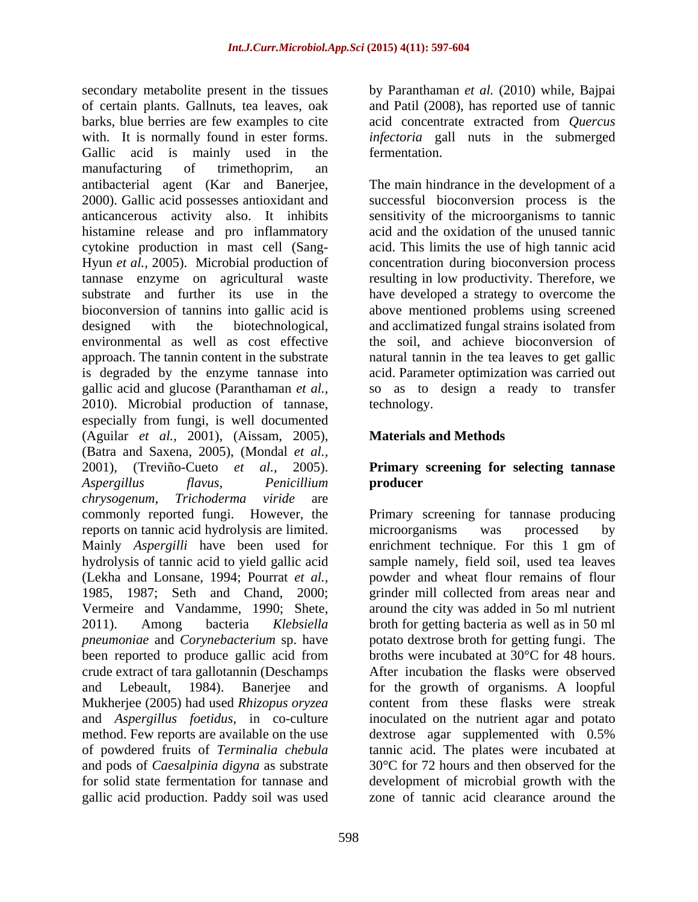secondary metabolite present in the tissues of certain plants. Gallnuts, tea leaves, oak barks, blue berries are few examples to cite with. It is normally found in ester forms. Gallic acid is mainly used in the manufacturing of trimethoprim, an antibacterial agent (Kar and Banerjee, 2000). Gallic acid possesses antioxidant and anticancerous activity also. It inhibits histamine release and pro inflammatory cytokine production in mast cell (Sang-Hyun *et al.,* 2005). Microbial production of tannase enzyme on agricultural waste substrate and further its use in the bioconversion of tannins into gallic acid is designed with the biotechnological, environmental as well as cost effective approach. The tannin content in the substrate is degraded by the enzyme tannase into gallic acid and glucose (Paranthaman *et al.*, 2010). Microbial production of tannase, especially from fungi, is well documented (Aguilar *et al.*, 2001), (Aissam, 2005), (Batra and Saxena, 2005), (Mondal *et al.*, 2001), (Treviño-Cueto *et al.*, 2005). *Aspergillus flavus*, *Penicillium chrysogenum*, *Trichoderma viride* are commonly reported fungi. However, the reports on tannic acid hydrolysis are limited. Mainly *Aspergilli* have been used for hydrolysis of tannic acid to yield gallic acid (Lekha and Lonsane, 1994; Pourrat *et al.*, 1985, 1987; Seth and Chand, 2000; Vermeire and Vandamme, 1990; Shete, 2011). Among bacteria *Klebsiella pneumoniae* and *Corynebacterium* sp. have been reported to produce gallic acid from crude extract of tara gallotannin (Deschamps and Lebeault, 1984). Banerjee and Mukherjee (2005) had used *Rhizopus oryzea* and *Aspergillus foetidus*, in co-culture method. Few reports are available on the use of powdered fruits of *Terminalia chebula* and pods of *Caesalpinia digyna* as substrate for solid state fermentation for tannase and gallic acid production. Paddy soil was used by Paranthaman *et al.* (2010) while, Bajpai and Patil (2008), has reported use of tannic acid concentrate extracted from *Quercus infectoria* gall nuts in the submerged fermentation.

The main hindrance in the development of a successful bioconversion process is the sensitivity of the microorganisms to tannic acid and the oxidation of the unused tannic acid. This limits the use of high tannic acid concentration during bioconversion process resulting in low productivity. Therefore, we have developed a strategy to overcome the above mentioned problems using screened and acclimatized fungal strains isolated from the soil, and achieve bioconversion of natural tannin in the tea leaves to get gallic acid. Parameter optimization was carried out so as to design a ready to transfer technology.

## Materials and Methods

### Primary screening for selecting tannase producer

Primary screening for tannase producing microorganisms was processed by enrichment technique. For this 1 gm of sample namely, field soil, used tea leaves powder and wheat flour remains of flour grinder mill collected from areas near and around the city was added in 5o ml nutrient broth for getting bacteria as well as in 50 ml potato dextrose broth for getting fungi. The broths were incubated at 30°C for 48 hours. After incubation the flasks were observed for the growth of organisms. A loopful content from these flasks were streak inoculated on the nutrient agar and potato dextrose agar supplemented with 0.5% tannic acid. The plates were incubated at 30°C for 72 hours and then observed for the development of microbial growth with the zone of tannic acid clearance around the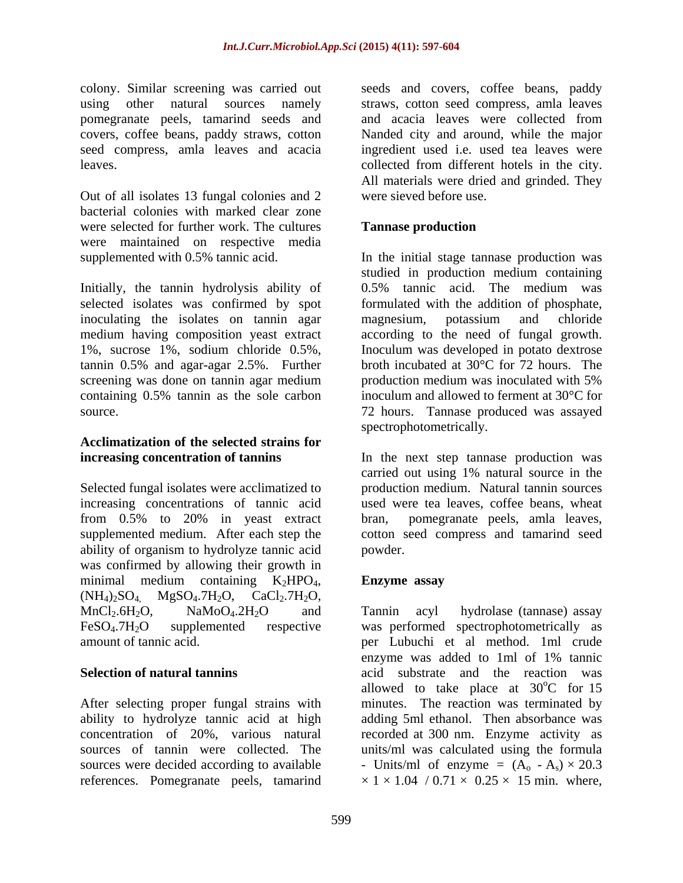colony. Similar screening was carried out using other natural sources namely pomegranate peels, tamarind seeds and covers, coffee beans, paddy straws, cotton seed compress, amla leaves and acacia leaves.

Out of all isolates 13 fungal colonies and 2 bacterial colonies with marked clear zone were selected for further work. The cultures were maintained on respective media supplemented with 0.5% tannic acid.

Initially, the tannin hydrolysis ability of selected isolates was confirmed by spot inoculating the isolates on tannin agar medium having composition yeast extract 1%, sucrose 1%, sodium chloride 0.5%, tannin 0.5% and agar-agar 2.5%. Further screening was done on tannin agar medium containing 0.5% tannin as the sole carbon source.

### Acclimatization of the selected strains for increasing concentration of tannins

Selected fungal isolates were acclimatized to increasing concentrations of tannic acid from 0.5% to 20% in yeast extract supplemented medium. After each step the ability of organism to hydrolyze tannic acid was confirmed by allowing their growth in minimal medium containing $K_2HPO_4$, $(NH_4)_2SO_4$, $MgSO_4.7H_2O$, $CaCl_2.7H_2O$, $MnCl_2.6H_2O$, $NaMoO_4.2H_2O$ and $FeSO_4.7H_2O$ supplemented respective amount of tannic acid.

### Selection of natural tannins

After selecting proper fungal strains with ability to hydrolyze tannic acid at high concentration of 20%, various natural sources of tannin were collected. The sources were decided according to available references. Pomegranate peels, tamarind seeds and covers, coffee beans, paddy straws, cotton seed compress, amla leaves and acacia leaves were collected from Nanded city and around, while the major ingredient used i.e. used tea leaves were collected from different hotels in the city. All materials were dried and grinded. They were sieved before use.

### Tannase production

In the initial stage tannase production was studied in production medium containing 0.5% tannic acid. The medium was formulated with the addition of phosphate, magnesium, potassium and chloride according to the need of fungal growth. Inoculum was developed in potato dextrose broth incubated at 30°C for 72 hours. The production medium was inoculated with 5% inoculum and allowed to ferment at 30°C for 72 hours. Tannase produced was assayed spectrophotometrically.

In the next step tannase production was carried out using 1% natural source in the production medium. Natural tannin sources used were tea leaves, coffee beans, wheat bran, pomegranate peels, amla leaves, cotton seed compress and tamarind seed powder.

### Enzyme assay

Tannin acyl hydrolase (tannase) assay was performed spectrophotometrically as per Lubuchi et al method. 1ml crude enzyme was added to 1ml of 1% tannic acid substrate and the reaction was allowed to take place at $30^{o}$C for 15 minutes. The reaction was terminated by adding 5ml ethanol. Then absorbance was recorded at 300 nm. Enzyme activity as units/ml was calculated using the formula - Units/ml of enzyme = $(A_o - A_s) \times 20.3 \times 1 \times 1.04 \ / \ 0.71 \times 0.25 \times 15$ min. where,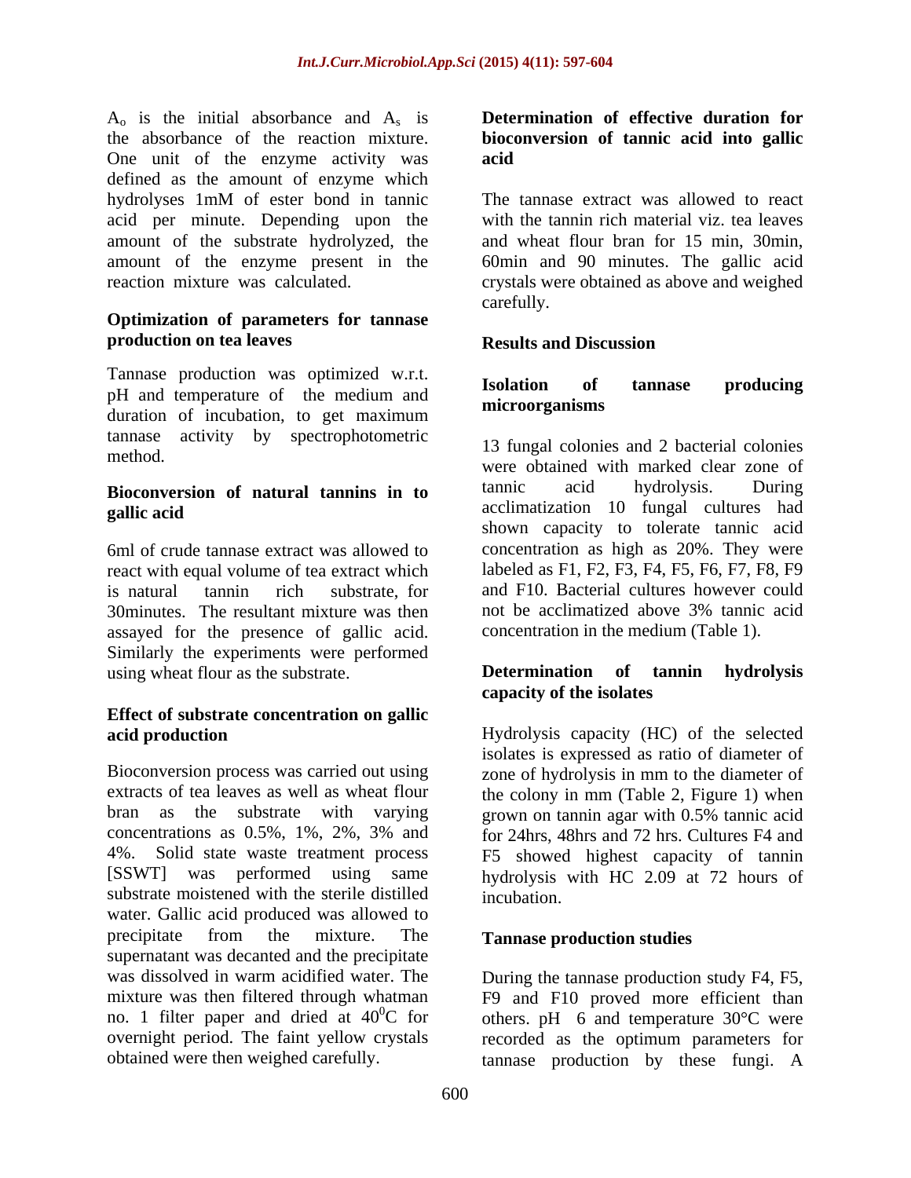$A_o$ is the initial absorbance and $A_s$ is the absorbance of the reaction mixture. One unit of the enzyme activity was defined as the amount of enzyme which hydrolyses 1mM of ester bond in tannic acid per minute. Depending upon the amount of the substrate hydrolyzed, the amount of the enzyme present in the reaction mixture was calculated.

### Optimization of parameters for tannase production on tea leaves

Tannase production was optimized w.r.t. pH and temperature of the medium and duration of incubation, to get maximum tannase activity by spectrophotometric method.

### Bioconversion of natural tannins in to gallic acid

6ml of crude tannase extract was allowed to react with equal volume of tea extract which is natural tannin rich substrate, for 30minutes. The resultant mixture was then assayed for the presence of gallic acid. Similarly the experiments were performed using wheat flour as the substrate.

### Effect of substrate concentration on gallic acid production

Bioconversion process was carried out using extracts of tea leaves as well as wheat flour bran as the substrate with varying concentrations as 0.5%, 1%, 2%, 3% and 4%. Solid state waste treatment process [SSWT] was performed using same substrate moistened with the sterile distilled water. Gallic acid produced was allowed to precipitate from the mixture. The supernatant was decanted and the precipitate was dissolved in warm acidified water. The mixture was then filtered through whatman no. 1 filter paper and dried at $40^0$C for overnight period. The faint yellow crystals obtained were then weighed carefully.

### Determination of effective duration for bioconversion of tannic acid into gallic acid

The tannase extract was allowed to react with the tannin rich material viz. tea leaves and wheat flour bran for 15 min, 30min, 60min and 90 minutes. The gallic acid crystals were obtained as above and weighed carefully.

## Results and Discussion

### Isolation of tannase producing microorganisms

13 fungal colonies and 2 bacterial colonies were obtained with marked clear zone of tannic acid hydrolysis. During acclimatization 10 fungal cultures had shown capacity to tolerate tannic acid concentration as high as 20%. They were labeled as F1, F2, F3, F4, F5, F6, F7, F8, F9 and F10. Bacterial cultures however could not be acclimatized above 3% tannic acid concentration in the medium (Table 1).

### Determination of tannin hydrolysis capacity of the isolates

Hydrolysis capacity (HC) of the selected isolates is expressed as ratio of diameter of zone of hydrolysis in mm to the diameter of the colony in mm (Table 2, Figure 1) when grown on tannin agar with 0.5% tannic acid for 24hrs, 48hrs and 72 hrs. Cultures F4 and F5 showed highest capacity of tannin hydrolysis with HC 2.09 at 72 hours of incubation.

### Tannase production studies

During the tannase production study F4, F5, F9 and F10 proved more efficient than others. pH 6 and temperature 30°C were recorded as the optimum parameters for tannase production by these fungi. A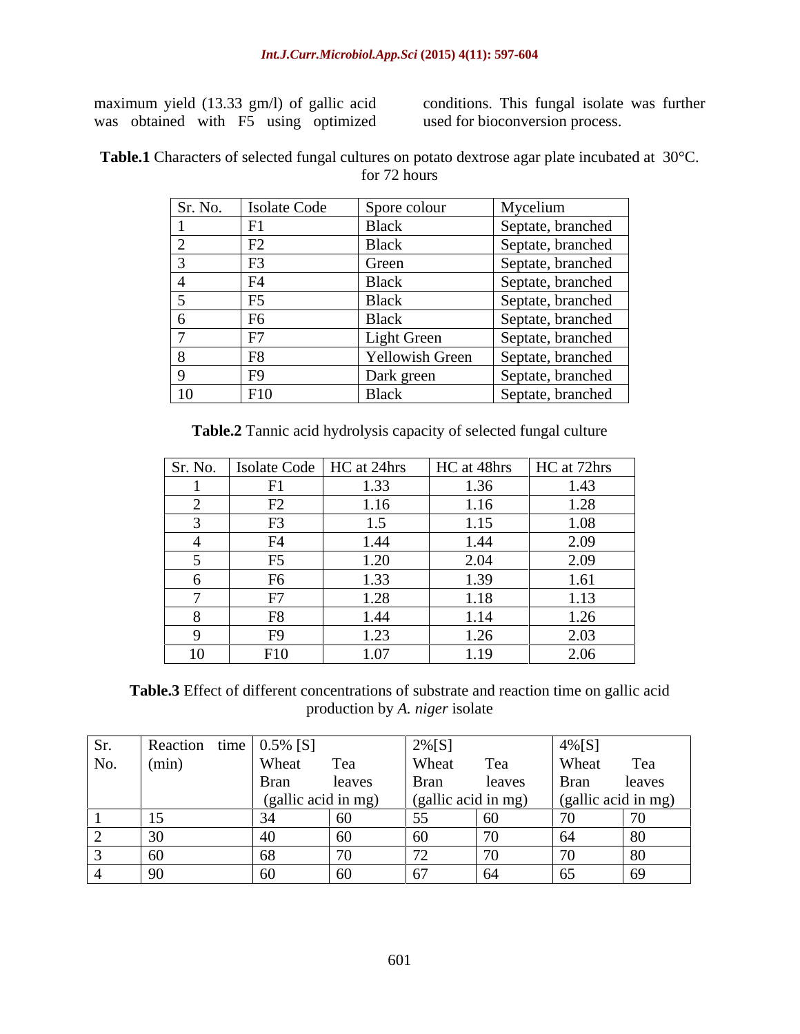maximum yield (13.33 gm/l) of gallic acid was obtained with F5 using optimized conditions. This fungal isolate was further used for bioconversion process.

**Table.1** Characters of selected fungal cultures on potato dextrose agar plate incubated at 30°C. for 72 hours

| Sr. No. | Isolate Code | Spore colour | Mycelium |
|---|---|---|---|
| 1 | F1 | Black | Septate, branched |
| 2 | F2 | Black | Septate, branched |
| 3 | F3 | Green | Septate, branched |
| 4 | F4 | Black | Septate, branched |
| 5 | F5 | Black | Septate, branched |
| 6 | F6 | Black | Septate, branched |
| 7 | F7 | Light Green | Septate, branched |
| 8 | F8 | Yellowish Green | Septate, branched |
| 9 | F9 | Dark green | Septate, branched |
| 10 | F10 | Black | Septate, branched |

**Table.2** Tannic acid hydrolysis capacity of selected fungal culture

| Sr. No. | Isolate Code | HC at 24hrs | HC at 48hrs | HC at 72hrs |
|---|---|---|---|---|
| 1 | F1 | 1.33 | 1.36 | 1.43 |
| 2 | F2 | 1.16 | 1.16 | 1.28 |
| 3 | F3 | 1.5 | 1.15 | 1.08 |
| 4 | F4 | 1.44 | 1.44 | 2.09 |
| 5 | F5 | 1.20 | 2.04 | 2.09 |
| 6 | F6 | 1.33 | 1.39 | 1.61 |
| 7 | F7 | 1.28 | 1.18 | 1.13 |
| 8 | F8 | 1.44 | 1.14 | 1.26 |
| 9 | F9 | 1.23 | 1.26 | 2.03 |
| 10 | F10 | 1.07 | 1.19 | 2.06 |

**Table.3** Effect of different concentrations of substrate and reaction time on gallic acid production by *A. niger* isolate

| Sr. No. | Reaction time (min) | 0.5% [S] | | 2%[S] | | 4%[S] | |
|---|---|---|---|---|---|---|---|
| | | Wheat Bran | Tea leaves | Wheat Bran | Tea leaves | Wheat Bran | Tea leaves |
| | | (gallic acid in mg) | | (gallic acid in mg) | | (gallic acid in mg) | |
| 1 | 15 | 34 | 60 | 55 | 60 | 70 | 70 |
| 2 | 30 | 40 | 60 | 60 | 70 | 64 | 80 |
| 3 | 60 | 68 | 70 | 72 | 70 | 70 | 80 |
| 4 | 90 | 60 | 60 | 67 | 64 | 65 | 69 |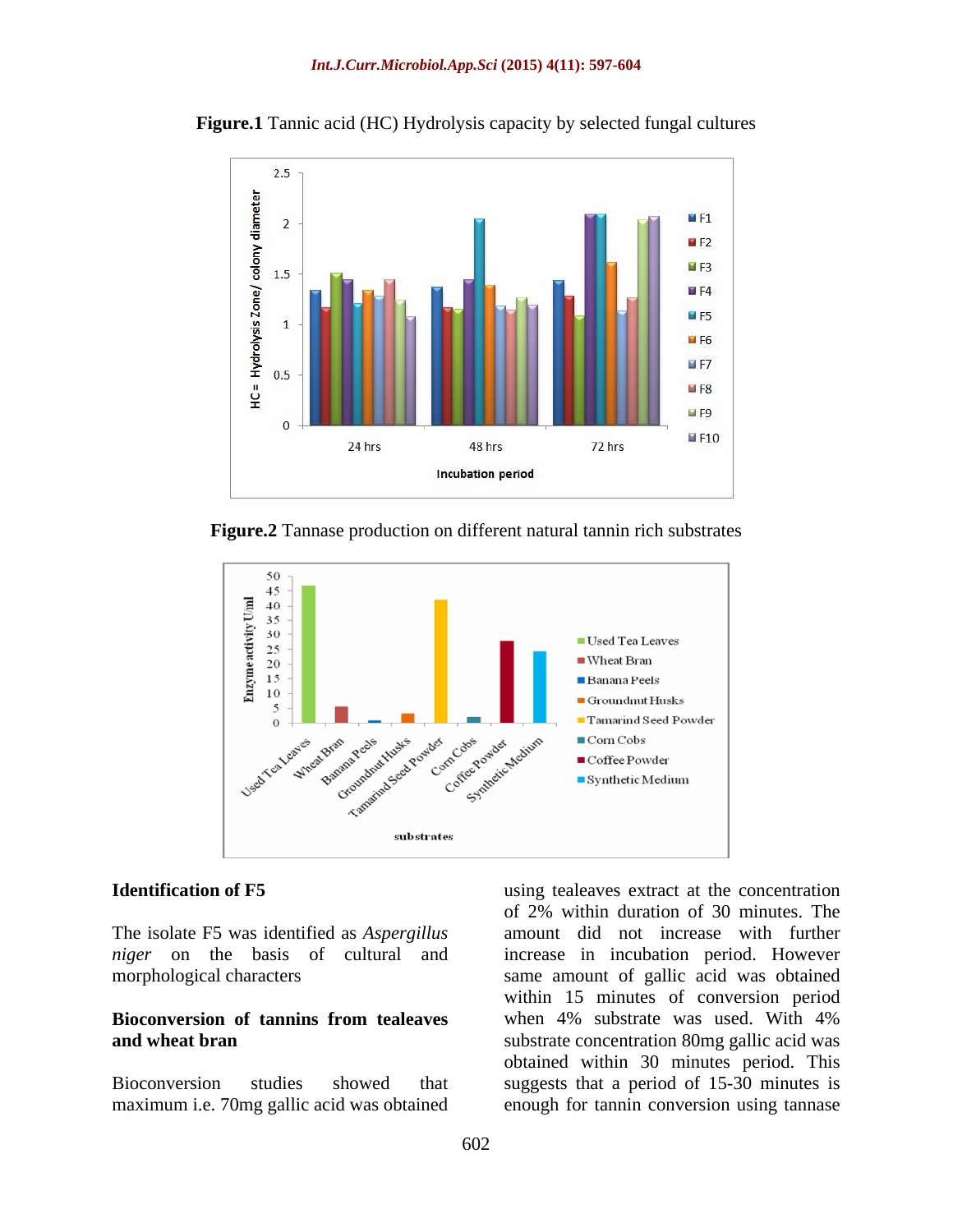**Figure.1** Tannic acid (HC) Hydrolysis capacity by selected fungal cultures

HC = Hydrolysis Zone/ colony diameter

2.5
2
1.5
1
0.5
0

24 hrs
48 hrs
72 hrs

Incubation period

F1
F2
F3
F4
F5
F6
F7
F8
F9
F10

**Figure.2** Tannase production on different natural tannin rich substrates

Enzyme activity U/ml

50
45
40
35
30
25
20
15
10
5
0

Used Tea Leaves
Wheat Bran
Banana Peels
Groundnut Husks
Tamarind Seed Powder
Corn Cobs
Coffee Powder
Synthetic Medium

substrates

Used Tea Leaves
Wheat Bran
Banana Peels
Groundnut Husks
Tamarind Seed Powder
Corn Cobs
Coffee Powder
Synthetic Medium

**Identification of F5**

The isolate F5 was identified as *Aspergillus niger* on the basis of cultural and morphological characters

**Bioconversion of tannins from tealeaves and wheat bran**

Bioconversion studies showed that maximum i.e. 70mg gallic acid was obtained using tealeaves extract at the concentration of 2% within duration of 30 minutes. The amount did not increase with further increase in incubation period. However same amount of gallic acid was obtained within 15 minutes of conversion period when 4% substrate was used. With 4% substrate concentration 80mg gallic acid was obtained within 30 minutes period. This suggests that a period of 15-30 minutes is enough for tannin conversion using tannase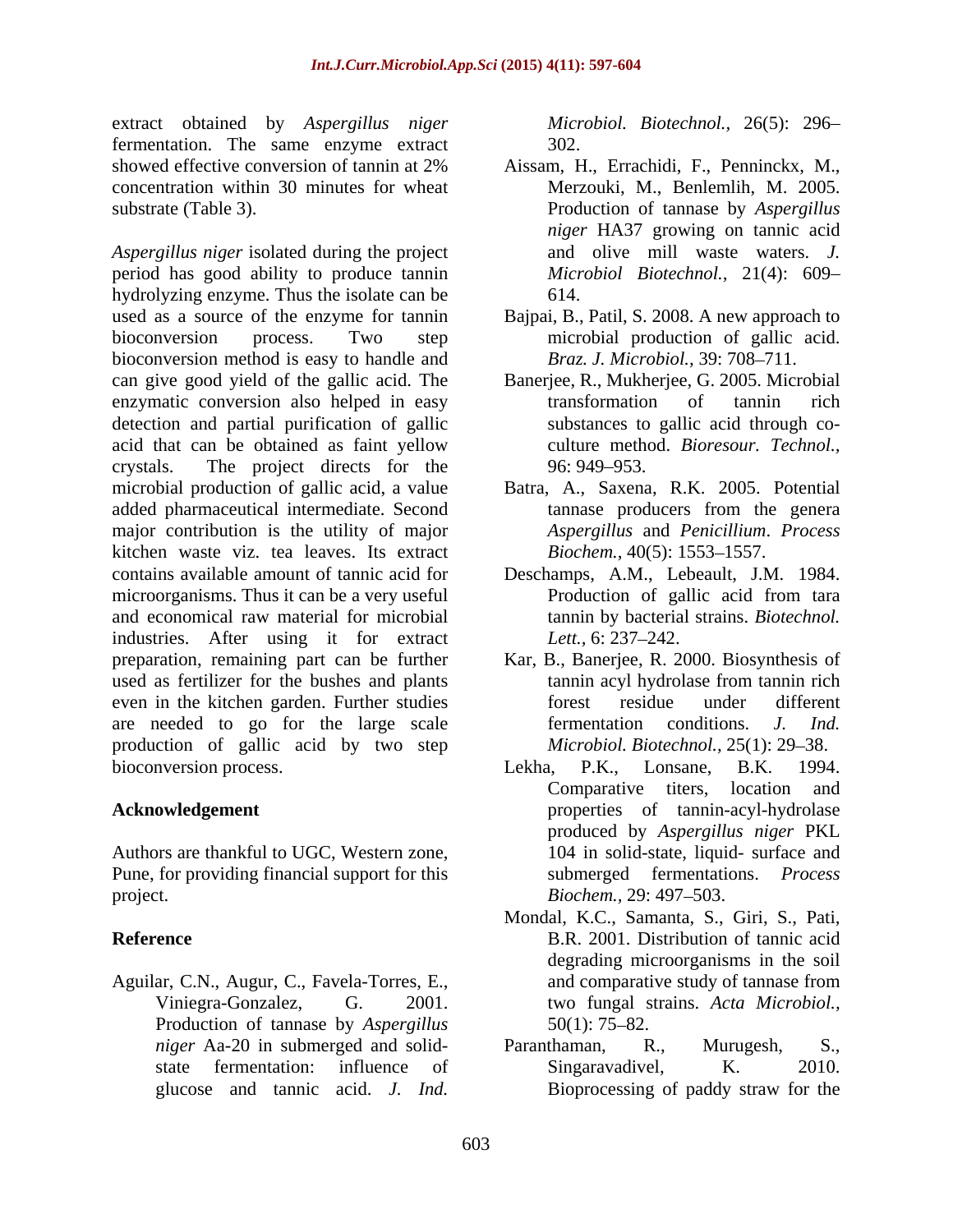extract obtained by *Aspergillus niger* fermentation. The same enzyme extract showed effective conversion of tannin at 2% concentration within 30 minutes for wheat substrate (Table 3).

*Aspergillus niger* isolated during the project period has good ability to produce tannin hydrolyzing enzyme. Thus the isolate can be used as a source of the enzyme for tannin bioconversion process. Two step bioconversion method is easy to handle and can give good yield of the gallic acid. The enzymatic conversion also helped in easy detection and partial purification of gallic acid that can be obtained as faint yellow crystals. The project directs for the microbial production of gallic acid, a value added pharmaceutical intermediate. Second major contribution is the utility of major kitchen waste viz. tea leaves. Its extract contains available amount of tannic acid for microorganisms. Thus it can be a very useful and economical raw material for microbial industries. After using it for extract preparation, remaining part can be further used as fertilizer for the bushes and plants even in the kitchen garden. Further studies are needed to go for the large scale production of gallic acid by two step bioconversion process.

## Acknowledgement

Authors are thankful to UGC, Western zone, Pune, for providing financial support for this project.

## Reference

Aguilar, C.N., Augur, C., Favela-Torres, E., Viniegra-Gonzalez, G. 2001. Production of tannase by *Aspergillus niger* Aa-20 in submerged and solid-state fermentation: influence of glucose and tannic acid. *J. Ind. Microbiol. Biotechnol.,* 26(5): 296–302.

Aissam, H., Errachidi, F., Penninckx, M., Merzouki, M., Benlemlih, M. 2005. Production of tannase by *Aspergillus niger* HA37 growing on tannic acid and olive mill waste waters. *J. Microbiol Biotechnol.,* 21(4): 609–614.

Bajpai, B., Patil, S. 2008. A new approach to microbial production of gallic acid. *Braz. J. Microbiol.,* 39: 708–711.

Banerjee, R., Mukherjee, G. 2005. Microbial transformation of tannin rich substances to gallic acid through co-culture method. *Bioresour. Technol.,* 96: 949–953.

Batra, A., Saxena, R.K. 2005. Potential tannase producers from the genera *Aspergillus* and *Penicillium*. *Process Biochem.,* 40(5): 1553–1557.

Deschamps, A.M., Lebeault, J.M. 1984. Production of gallic acid from tara tannin by bacterial strains. *Biotechnol. Lett.,* 6: 237–242.

Kar, B., Banerjee, R. 2000. Biosynthesis of tannin acyl hydrolase from tannin rich forest residue under different fermentation conditions. *J. Ind. Microbiol. Biotechnol.,* 25(1): 29–38.

Lekha, P.K., Lonsane, B.K. 1994. Comparative titers, location and properties of tannin-acyl-hydrolase produced by *Aspergillus niger* PKL 104 in solid-state, liquid- surface and submerged fermentations. *Process Biochem.,* 29: 497–503.

Mondal, K.C., Samanta, S., Giri, S., Pati, B.R. 2001. Distribution of tannic acid degrading microorganisms in the soil and comparative study of tannase from two fungal strains. *Acta Microbiol.,* 50(1): 75–82.

Paranthaman, R., Murugesh, S., Singaravadivel, K. 2010. Bioprocessing of paddy straw for the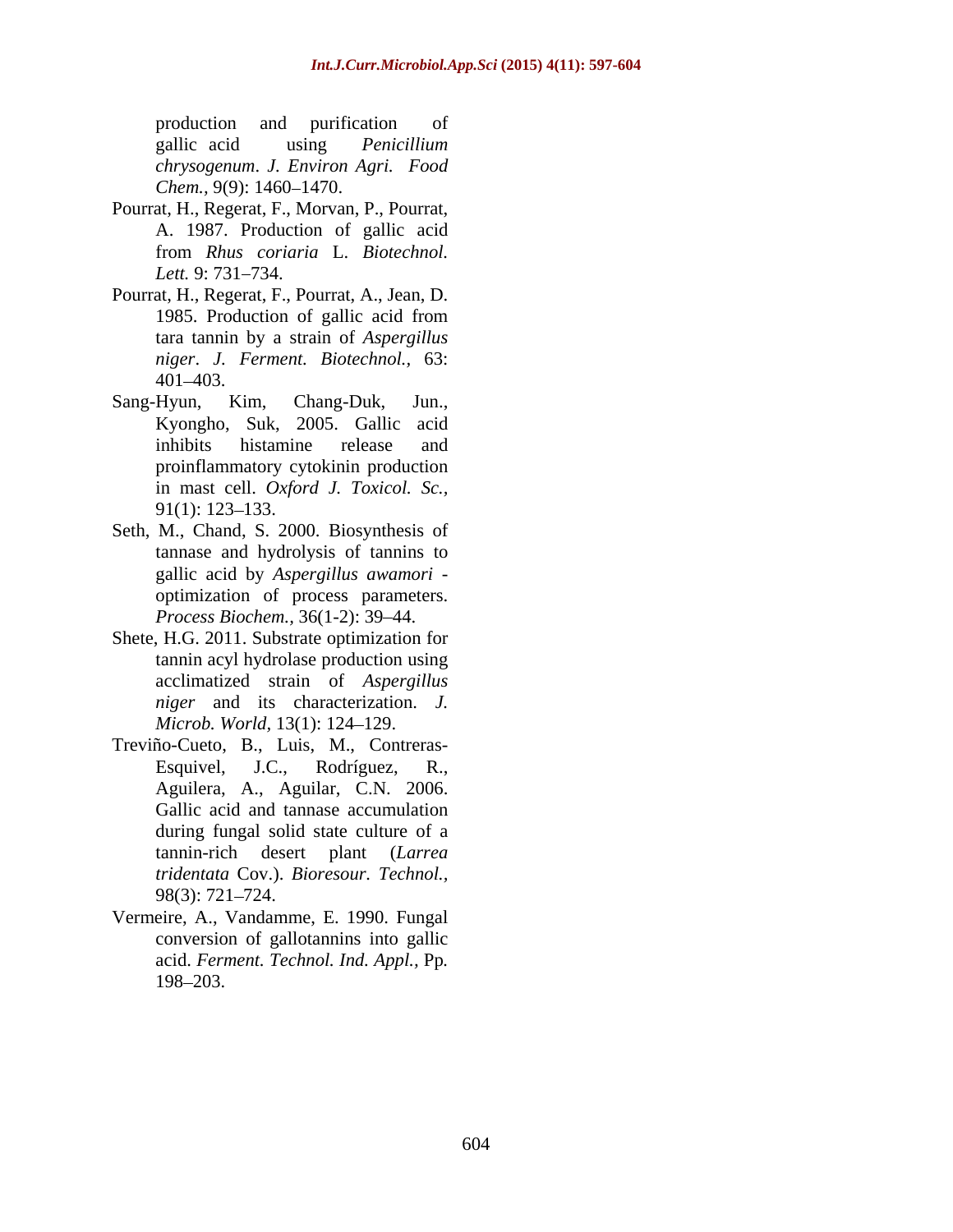production and purification of gallic acid using *Penicillium chrysogenum*. *J. Environ Agri. Food Chem.,* 9(9): 1460–1470.

Pourrat, H., Regerat, F., Morvan, P., Pourrat, A. 1987. Production of gallic acid from *Rhus coriaria* L. *Biotechnol. Lett.* 9: 731–734.

Pourrat, H., Regerat, F., Pourrat, A., Jean, D. 1985. Production of gallic acid from tara tannin by a strain of *Aspergillus niger*. *J. Ferment. Biotechnol.,* 63: 401–403.

Sang-Hyun, Kim, Chang-Duk, Jun., Kyongho, Suk, 2005. Gallic acid inhibits histamine release and proinflammatory cytokinin production in mast cell. *Oxford J. Toxicol. Sc.,* 91(1): 123–133.

Seth, M., Chand, S. 2000. Biosynthesis of tannase and hydrolysis of tannins to gallic acid by *Aspergillus awamori* - optimization of process parameters. *Process Biochem.,* 36(1-2): 39–44.

Shete, H.G. 2011. Substrate optimization for tannin acyl hydrolase production using acclimatized strain of *Aspergillus niger* and its characterization. *J. Microb. World,* 13(1): 124–129.

Treviño-Cueto, B., Luis, M., Contreras-Esquivel, J.C., Rodríguez, R., Aguilera, A., Aguilar, C.N. 2006. Gallic acid and tannase accumulation during fungal solid state culture of a tannin-rich desert plant (*Larrea tridentata* Cov.). *Bioresour. Technol.,* 98(3): 721–724.

Vermeire, A., Vandamme, E. 1990. Fungal conversion of gallotannins into gallic acid. *Ferment. Technol. Ind. Appl.,* Pp. 198–203.